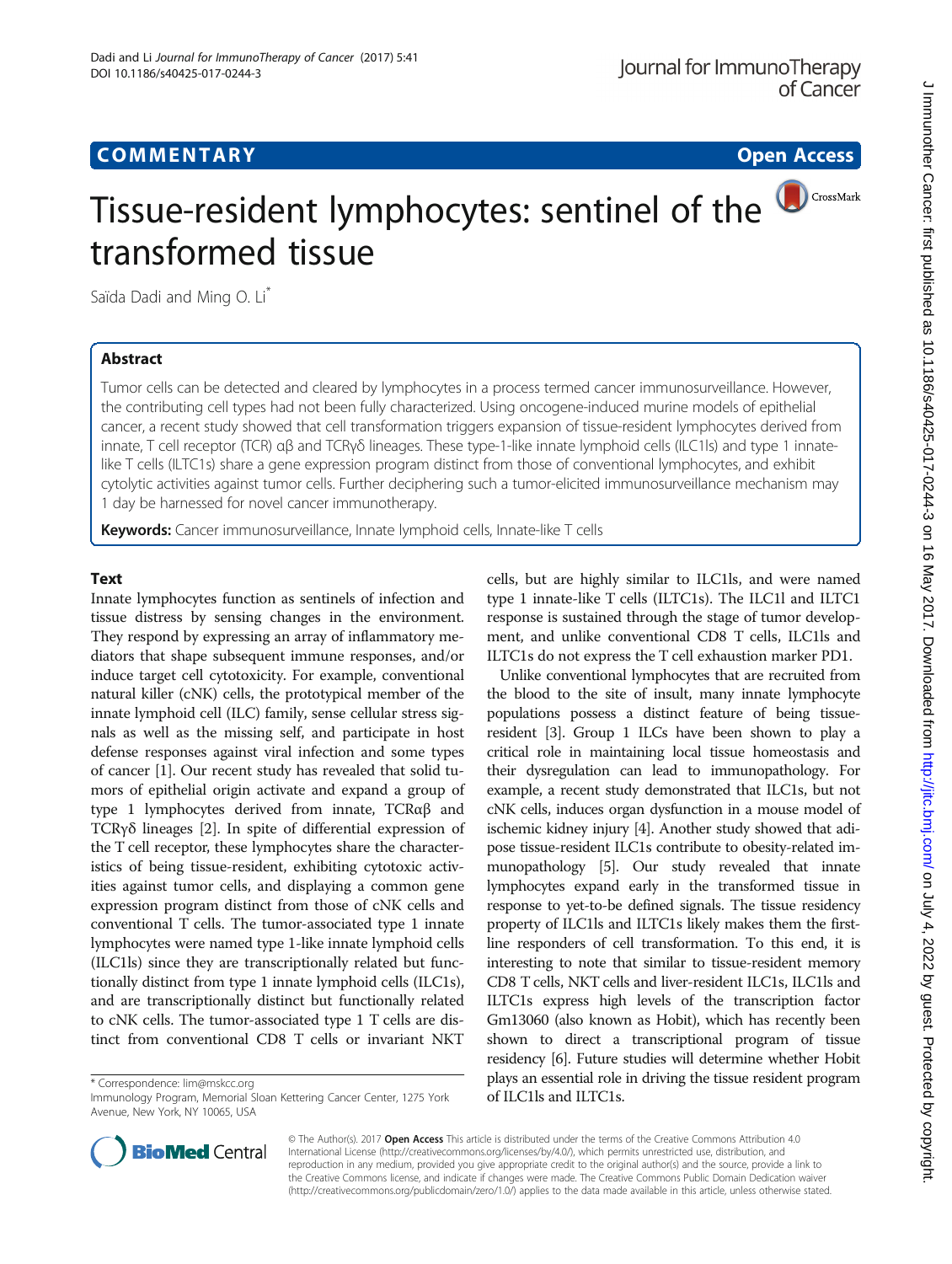COMMENTARY Open Access

# Tissue-resident lymphocytes: sentinel of the transformed tissue

Saïda Dadi and Ming O. Li*

## Abstract

Tumor cells can be detected and cleared by lymphocytes in a process termed cancer immunosurveillance. However, the contributing cell types had not been fully characterized. Using oncogene-induced murine models of epithelial cancer, a recent study showed that cell transformation triggers expansion of tissue-resident lymphocytes derived from innate, T cell receptor (TCR) αβ and TCRγδ lineages. These type-1-like innate lymphoid cells (ILC1ls) and type 1 innate-like T cells (ILTC1s) share a gene expression program distinct from those of conventional lymphocytes, and exhibit cytolytic activities against tumor cells. Further deciphering such a tumor-elicited immunosurveillance mechanism may 1 day be harnessed for novel cancer immunotherapy.

**Keywords:** Cancer immunosurveillance, Innate lymphoid cells, Innate-like T cells

## Text

Innate lymphocytes function as sentinels of infection and tissue distress by sensing changes in the environment. They respond by expressing an array of inflammatory mediators that shape subsequent immune responses, and/or induce target cell cytotoxicity. For example, conventional natural killer (cNK) cells, the prototypical member of the innate lymphoid cell (ILC) family, sense cellular stress signals as well as the missing self, and participate in host defense responses against viral infection and some types of cancer [1]. Our recent study has revealed that solid tumors of epithelial origin activate and expand a group of type 1 lymphocytes derived from innate, TCRαβ and TCRγδ lineages [2]. In spite of differential expression of the T cell receptor, these lymphocytes share the characteristics of being tissue-resident, exhibiting cytotoxic activities against tumor cells, and displaying a common gene expression program distinct from those of cNK cells and conventional T cells. The tumor-associated type 1 innate lymphocytes were named type 1-like innate lymphoid cells (ILC1ls) since they are transcriptionally related but functionally distinct from type 1 innate lymphoid cells (ILC1s), and are transcriptionally distinct but functionally related to cNK cells. The tumor-associated type 1 T cells are distinct from conventional CD8 T cells or invariant NKT cells, but are highly similar to ILC1ls, and were named type 1 innate-like T cells (ILTC1s). The ILC1l and ILTC1 response is sustained through the stage of tumor development, and unlike conventional CD8 T cells, ILC1ls and ILTC1s do not express the T cell exhaustion marker PD1.

Unlike conventional lymphocytes that are recruited from the blood to the site of insult, many innate lymphocyte populations possess a distinct feature of being tissue-resident [3]. Group 1 ILCs have been shown to play a critical role in maintaining local tissue homeostasis and their dysregulation can lead to immunopathology. For example, a recent study demonstrated that ILC1s, but not cNK cells, induces organ dysfunction in a mouse model of ischemic kidney injury [4]. Another study showed that adipose tissue-resident ILC1s contribute to obesity-related immunopathology [5]. Our study revealed that innate lymphocytes expand early in the transformed tissue in response to yet-to-be defined signals. The tissue residency property of ILC1ls and ILTC1s likely makes them the first-line responders of cell transformation. To this end, it is interesting to note that similar to tissue-resident memory CD8 T cells, NKT cells and liver-resident ILC1s, ILC1ls and ILTC1s express high levels of the transcription factor Gm13060 (also known as Hobit), which has recently been shown to direct a transcriptional program of tissue residency [6]. Future studies will determine whether Hobit plays an essential role in driving the tissue resident program of ILC1ls and ILTC1s.

* Correspondence: lim@mskcc.org
Immunology Program, Memorial Sloan Kettering Cancer Center, 1275 York Avenue, New York, NY 10065, USA

© The Author(s). 2017 **Open Access** This article is distributed under the terms of the Creative Commons Attribution 4.0 International License (http://creativecommons.org/licenses/by/4.0/), which permits unrestricted use, distribution, and reproduction in any medium, provided you give appropriate credit to the original author(s) and the source, provide a link to the Creative Commons license, and indicate if changes were made. The Creative Commons Public Domain Dedication waiver (http://creativecommons.org/publicdomain/zero/1.0/) applies to the data made available in this article, unless otherwise stated.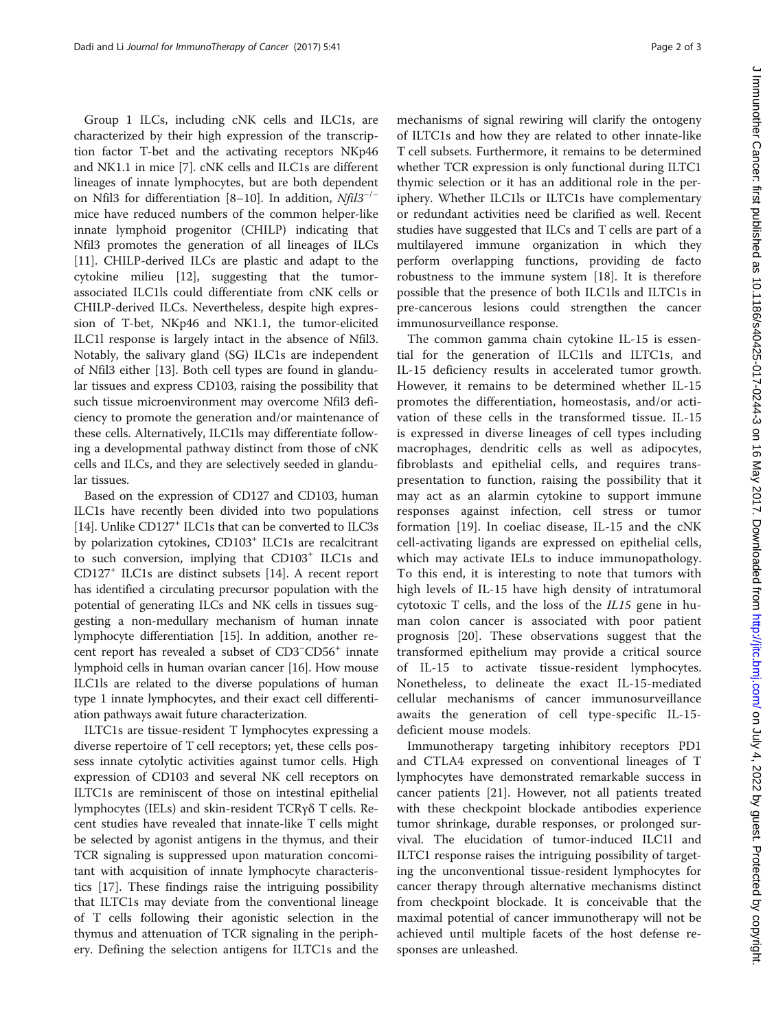Group 1 ILCs, including cNK cells and ILC1s, are characterized by their high expression of the transcription factor T-bet and the activating receptors NKp46 and NK1.1 in mice [7]. cNK cells and ILC1s are different lineages of innate lymphocytes, but are both dependent on Nfil3 for differentiation [8–10]. In addition, *Nfil3*$^{-/-}$ mice have reduced numbers of the common helper-like innate lymphoid progenitor (CHILP) indicating that Nfil3 promotes the generation of all lineages of ILCs [11]. CHILP-derived ILCs are plastic and adapt to the cytokine milieu [12], suggesting that the tumor-associated ILC1ls could differentiate from cNK cells or CHILP-derived ILCs. Nevertheless, despite high expression of T-bet, NKp46 and NK1.1, the tumor-elicited ILC1l response is largely intact in the absence of Nfil3. Notably, the salivary gland (SG) ILC1s are independent of Nfil3 either [13]. Both cell types are found in glandular tissues and express CD103, raising the possibility that such tissue microenvironment may overcome Nfil3 deficiency to promote the generation and/or maintenance of these cells. Alternatively, ILC1ls may differentiate following a developmental pathway distinct from those of cNK cells and ILCs, and they are selectively seeded in glandular tissues.

Based on the expression of CD127 and CD103, human ILC1s have recently been divided into two populations [14]. Unlike CD127$^+$ ILC1s that can be converted to ILC3s by polarization cytokines, CD103$^+$ ILC1s are recalcitrant to such conversion, implying that CD103$^+$ ILC1s and CD127$^+$ ILC1s are distinct subsets [14]. A recent report has identified a circulating precursor population with the potential of generating ILCs and NK cells in tissues suggesting a non-medullary mechanism of human innate lymphocyte differentiation [15]. In addition, another recent report has revealed a subset of CD3$^-$CD56$^+$ innate lymphoid cells in human ovarian cancer [16]. How mouse ILC1ls are related to the diverse populations of human type 1 innate lymphocytes, and their exact cell differentiation pathways await future characterization.

ILTC1s are tissue-resident T lymphocytes expressing a diverse repertoire of T cell receptors; yet, these cells possess innate cytolytic activities against tumor cells. High expression of CD103 and several NK cell receptors on ILTC1s are reminiscent of those on intestinal epithelial lymphocytes (IELs) and skin-resident TCRγδ T cells. Recent studies have revealed that innate-like T cells might be selected by agonist antigens in the thymus, and their TCR signaling is suppressed upon maturation concomitant with acquisition of innate lymphocyte characteristics [17]. These findings raise the intriguing possibility that ILTC1s may deviate from the conventional lineage of T cells following their agonistic selection in the thymus and attenuation of TCR signaling in the periphery. Defining the selection antigens for ILTC1s and the mechanisms of signal rewiring will clarify the ontogeny of ILTC1s and how they are related to other innate-like T cell subsets. Furthermore, it remains to be determined whether TCR expression is only functional during ILTC1 thymic selection or it has an additional role in the periphery. Whether ILC1ls or ILTC1s have complementary or redundant activities need be clarified as well. Recent studies have suggested that ILCs and T cells are part of a multilayered immune organization in which they perform overlapping functions, providing de facto robustness to the immune system [18]. It is therefore possible that the presence of both ILC1ls and ILTC1s in pre-cancerous lesions could strengthen the cancer immunosurveillance response.

The common gamma chain cytokine IL-15 is essential for the generation of ILC1ls and ILTC1s, and IL-15 deficiency results in accelerated tumor growth. However, it remains to be determined whether IL-15 promotes the differentiation, homeostasis, and/or activation of these cells in the transformed tissue. IL-15 is expressed in diverse lineages of cell types including macrophages, dendritic cells as well as adipocytes, fibroblasts and epithelial cells, and requires trans-presentation to function, raising the possibility that it may act as an alarmin cytokine to support immune responses against infection, cell stress or tumor formation [19]. In coeliac disease, IL-15 and the cNK cell-activating ligands are expressed on epithelial cells, which may activate IELs to induce immunopathology. To this end, it is interesting to note that tumors with high levels of IL-15 have high density of intratumoral cytotoxic T cells, and the loss of the *IL15* gene in human colon cancer is associated with poor patient prognosis [20]. These observations suggest that the transformed epithelium may provide a critical source of IL-15 to activate tissue-resident lymphocytes. Nonetheless, to delineate the exact IL-15-mediated cellular mechanisms of cancer immunosurveillance awaits the generation of cell type-specific IL-15-deficient mouse models.

Immunotherapy targeting inhibitory receptors PD1 and CTLA4 expressed on conventional lineages of T lymphocytes have demonstrated remarkable success in cancer patients [21]. However, not all patients treated with these checkpoint blockade antibodies experience tumor shrinkage, durable responses, or prolonged survival. The elucidation of tumor-induced ILC1l and ILTC1 response raises the intriguing possibility of targeting the unconventional tissue-resident lymphocytes for cancer therapy through alternative mechanisms distinct from checkpoint blockade. It is conceivable that the maximal potential of cancer immunotherapy will not be achieved until multiple facets of the host defense responses are unleashed.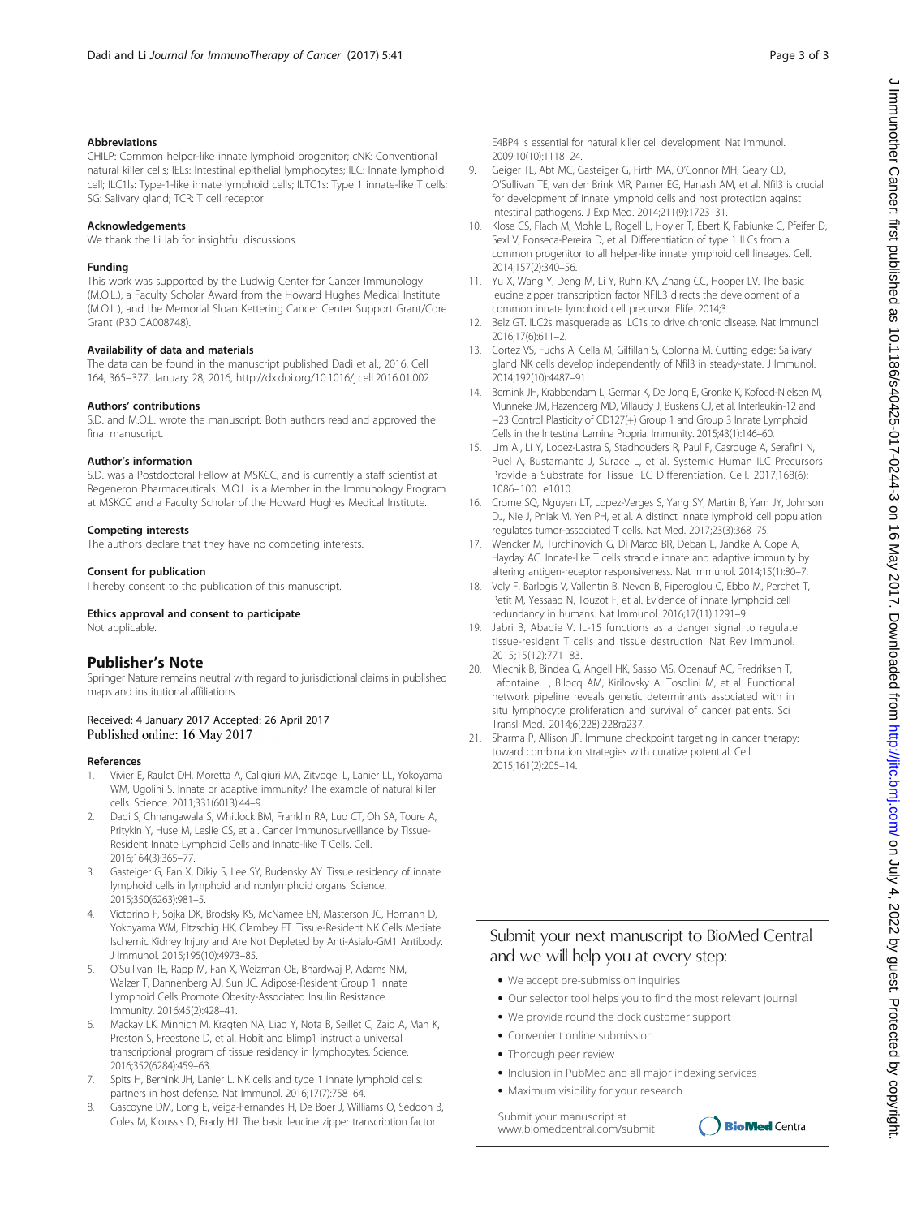### Abbreviations

CHILP: Common helper-like innate lymphoid progenitor; cNK: Conventional natural killer cells; IELs: Intestinal epithelial lymphocytes; ILC: Innate lymphoid cell; ILC1ls: Type-1-like innate lymphoid cells; ILTC1s: Type 1 innate-like T cells; SG: Salivary gland; TCR: T cell receptor

### Acknowledgements

We thank the Li lab for insightful discussions.

### Funding

This work was supported by the Ludwig Center for Cancer Immunology (M.O.L.), a Faculty Scholar Award from the Howard Hughes Medical Institute (M.O.L.), and the Memorial Sloan Kettering Cancer Center Support Grant/Core Grant (P30 CA008748).

### Availability of data and materials

The data can be found in the manuscript published Dadi et al., 2016, Cell 164, 365–377, January 28, 2016, http://dx.doi.org/10.1016/j.cell.2016.01.002

### Authors' contributions

S.D. and M.O.L. wrote the manuscript. Both authors read and approved the final manuscript.

### Author's information

S.D. was a Postdoctoral Fellow at MSKCC, and is currently a staff scientist at Regeneron Pharmaceuticals. M.O.L. is a Member in the Immunology Program at MSKCC and a Faculty Scholar of the Howard Hughes Medical Institute.

### Competing interests

The authors declare that they have no competing interests.

### Consent for publication

I hereby consent to the publication of this manuscript.

### Ethics approval and consent to participate

Not applicable.

## Publisher's Note

Springer Nature remains neutral with regard to jurisdictional claims in published maps and institutional affiliations.

Received: 4 January 2017 Accepted: 26 April 2017
Published online: 16 May 2017

### References

1. Vivier E, Raulet DH, Moretta A, Caligiuri MA, Zitvogel L, Lanier LL, Yokoyama WM, Ugolini S. Innate or adaptive immunity? The example of natural killer cells. Science. 2011;331(6013):44–9.
2. Dadi S, Chhangawala S, Whitlock BM, Franklin RA, Luo CT, Oh SA, Toure A, Pritykin Y, Huse M, Leslie CS, et al. Cancer Immunosurveillance by Tissue-Resident Innate Lymphoid Cells and Innate-like T Cells. Cell. 2016;164(3):365–77.
3. Gasteiger G, Fan X, Dikiy S, Lee SY, Rudensky AY. Tissue residency of innate lymphoid cells in lymphoid and nonlymphoid organs. Science. 2015;350(6263):981–5.
4. Victorino F, Sojka DK, Brodsky KS, McNamee EN, Masterson JC, Homann D, Yokoyama WM, Eltzschig HK, Clambey ET. Tissue-Resident NK Cells Mediate Ischemic Kidney Injury and Are Not Depleted by Anti-Asialo-GM1 Antibody. J Immunol. 2015;195(10):4973–85.
5. O'Sullivan TE, Rapp M, Fan X, Weizman OE, Bhardwaj P, Adams NM, Walzer T, Dannenberg AJ, Sun JC. Adipose-Resident Group 1 Innate Lymphoid Cells Promote Obesity-Associated Insulin Resistance. Immunity. 2016;45(2):428–41.
6. Mackay LK, Minnich M, Kragten NA, Liao Y, Nota B, Seillet C, Zaid A, Man K, Preston S, Freestone D, et al. Hobit and Blimp1 instruct a universal transcriptional program of tissue residency in lymphocytes. Science. 2016;352(6284):459–63.
7. Spits H, Bernink JH, Lanier L. NK cells and type 1 innate lymphoid cells: partners in host defense. Nat Immunol. 2016;17(7):758–64.
8. Gascoyne DM, Long E, Veiga-Fernandes H, De Boer J, Williams O, Seddon B, Coles M, Kioussis D, Brady HJ. The basic leucine zipper transcription factor E4BP4 is essential for natural killer cell development. Nat Immunol. 2009;10(10):1118–24.
9. Geiger TL, Abt MC, Gasteiger G, Firth MA, O'Connor MH, Geary CD, O'Sullivan TE, van den Brink MR, Pamer EG, Hanash AM, et al. Nfil3 is crucial for development of innate lymphoid cells and host protection against intestinal pathogens. J Exp Med. 2014;211(9):1723–31.
10. Klose CS, Flach M, Mohle L, Rogell L, Hoyler T, Ebert K, Fabiunke C, Pfeifer D, Sexl V, Fonseca-Pereira D, et al. Differentiation of type 1 ILCs from a common progenitor to all helper-like innate lymphoid cell lineages. Cell. 2014;157(2):340–56.
11. Yu X, Wang Y, Deng M, Li Y, Ruhn KA, Zhang CC, Hooper LV. The basic leucine zipper transcription factor NFIL3 directs the development of a common innate lymphoid cell precursor. Elife. 2014;3.
12. Belz GT. ILC2s masquerade as ILC1s to drive chronic disease. Nat Immunol. 2016;17(6):611–2.
13. Cortez VS, Fuchs A, Cella M, Gilfillan S, Colonna M. Cutting edge: Salivary gland NK cells develop independently of Nfil3 in steady-state. J Immunol. 2014;192(10):4487–91.
14. Bernink JH, Krabbendam L, Germar K, De Jong E, Gronke K, Kofoed-Nielsen M, Munneke JM, Hazenberg MD, Villaudy J, Buskens CJ, et al. Interleukin-12 and −23 Control Plasticity of CD127(+) Group 1 and Group 3 Innate Lymphoid Cells in the Intestinal Lamina Propria. Immunity. 2015;43(1):146–60.
15. Lim AI, Li Y, Lopez-Lastra S, Stadhouders R, Paul F, Casrouge A, Serafini N, Puel A, Bustamante J, Surace L, et al. Systemic Human ILC Precursors Provide a Substrate for Tissue ILC Differentiation. Cell. 2017;168(6): 1086–100. e1010.
16. Crome SQ, Nguyen LT, Lopez-Verges S, Yang SY, Martin B, Yam JY, Johnson DJ, Nie J, Pniak M, Yen PH, et al. A distinct innate lymphoid cell population regulates tumor-associated T cells. Nat Med. 2017;23(3):368–75.
17. Wencker M, Turchinovich G, Di Marco BR, Deban L, Jandke A, Cope A, Hayday AC. Innate-like T cells straddle innate and adaptive immunity by altering antigen-receptor responsiveness. Nat Immunol. 2014;15(1):80–7.
18. Vely F, Barlogis V, Vallentin B, Neven B, Piperoglou C, Ebbo M, Perchet T, Petit M, Yessaad N, Touzot F, et al. Evidence of innate lymphoid cell redundancy in humans. Nat Immunol. 2016;17(11):1291–9.
19. Jabri B, Abadie V. IL-15 functions as a danger signal to regulate tissue-resident T cells and tissue destruction. Nat Rev Immunol. 2015;15(12):771–83.
20. Mlecnik B, Bindea G, Angell HK, Sasso MS, Obenauf AC, Fredriksen T, Lafontaine L, Bilocq AM, Kirilovsky A, Tosolini M, et al. Functional network pipeline reveals genetic determinants associated with in situ lymphocyte proliferation and survival of cancer patients. Sci Transl Med. 2014;6(228):228ra237.
21. Sharma P, Allison JP. Immune checkpoint targeting in cancer therapy: toward combination strategies with curative potential. Cell. 2015;161(2):205–14.

Submit your next manuscript to BioMed Central and we will help you at every step:

- We accept pre-submission inquiries
- Our selector tool helps you to find the most relevant journal
- We provide round the clock customer support
- Convenient online submission
- Thorough peer review
- Inclusion in PubMed and all major indexing services
- Maximum visibility for your research

Submit your manuscript at www.biomedcentral.com/submit

BioMed Central

J Immunother Cancer: first published as 10.1186/s40425-017-0244-3 on 16 May 2017. Downloaded from http://jitc.bmj.com/ on July 4, 2022 by guest. Protected by copyright.